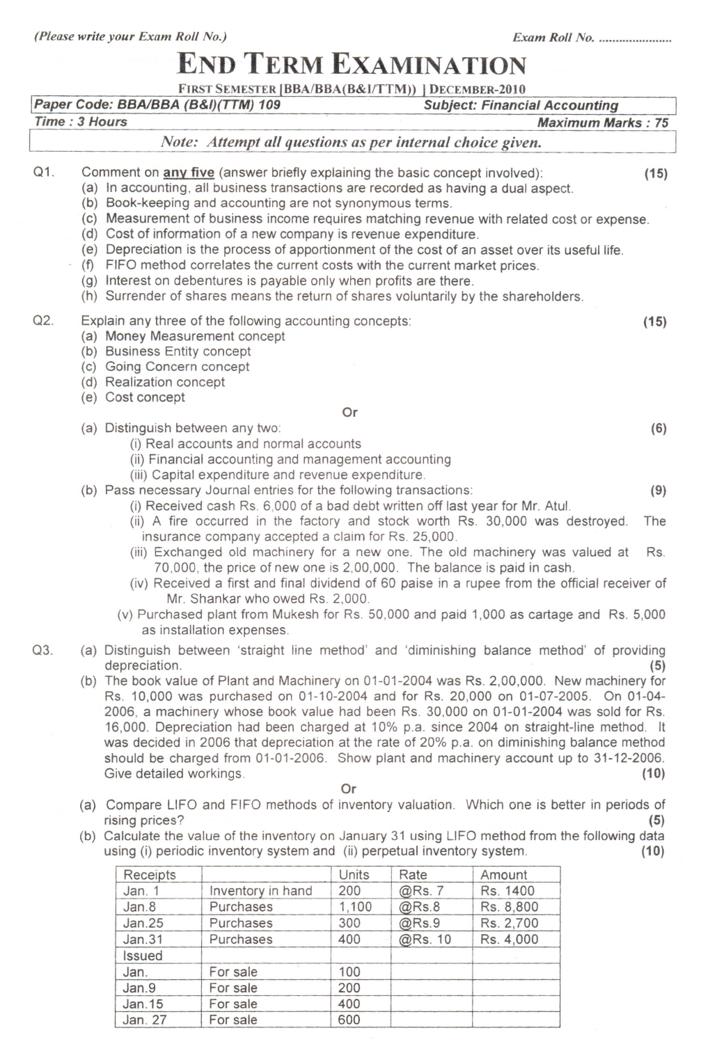(Please write your Exam Roll No.) Exam Roll No. ....................

# END TERM EXAMINATION

FIRST SEMESTER [BBA/BBA(B&I/TTM)] DECEMBER-2010

**Paper Code: BBA/BBA (B&I)(TTM) 109** **Subject: Financial Accounting**

**Time : 3 Hours** **Maximum Marks : 75**

*Note: Attempt all questions as per internal choice given.*

Q1. Comment on **any five** (answer briefly explaining the basic concept involved): **(15)**

(a) In accounting, all business transactions are recorded as having a dual aspect.
(b) Book-keeping and accounting are not synonymous terms.
(c) Measurement of business income requires matching revenue with related cost or expense.
(d) Cost of information of a new company is revenue expenditure.
(e) Depreciation is the process of apportionment of the cost of an asset over its useful life.
(f) FIFO method correlates the current costs with the current market prices.
(g) Interest on debentures is payable only when profits are there.
(h) Surrender of shares means the return of shares voluntarily by the shareholders.

Q2. Explain any three of the following accounting concepts: **(15)**

(a) Money Measurement concept
(b) Business Entity concept
(c) Going Concern concept
(d) Realization concept
(e) Cost concept

Or

(a) Distinguish between any two: **(6)**
  (i) Real accounts and normal accounts
  (ii) Financial accounting and management accounting
  (iii) Capital expenditure and revenue expenditure.

(b) Pass necessary Journal entries for the following transactions: **(9)**
  (i) Received cash Rs. 6,000 of a bad debt written off last year for Mr. Atul.
  (ii) A fire occurred in the factory and stock worth Rs. 30,000 was destroyed. The insurance company accepted a claim for Rs. 25,000.
  (iii) Exchanged old machinery for a new one. The old machinery was valued at Rs. 70,000, the price of new one is 2,00,000. The balance is paid in cash.
  (iv) Received a first and final dividend of 60 paise in a rupee from the official receiver of Mr. Shankar who owed Rs. 2,000.
  (v) Purchased plant from Mukesh for Rs. 50,000 and paid 1,000 as cartage and Rs. 5,000 as installation expenses.

Q3. (a) Distinguish between 'straight line method' and 'diminishing balance method' of providing depreciation. **(5)**

(b) The book value of Plant and Machinery on 01-01-2004 was Rs. 2,00,000. New machinery for Rs. 10,000 was purchased on 01-10-2004 and for Rs. 20,000 on 01-07-2005. On 01-04-2006, a machinery whose book value had been Rs. 30,000 on 01-01-2004 was sold for Rs. 16,000. Depreciation had been charged at 10% p.a. since 2004 on straight-line method. It was decided in 2006 that depreciation at the rate of 20% p.a. on diminishing balance method should be charged from 01-01-2006. Show plant and machinery account up to 31-12-2006. Give detailed workings. **(10)**

Or

(a) Compare LIFO and FIFO methods of inventory valuation. Which one is better in periods of rising prices? **(5)**

(b) Calculate the value of the inventory on January 31 using LIFO method from the following data using (i) periodic inventory system and (ii) perpetual inventory system. **(10)**

| Receipts | | Units | Rate | Amount |
|---|---|---|---|---|
| Jan. 1 | Inventory in hand | 200 | @Rs. 7 | Rs. 1400 |
| Jan.8 | Purchases | 1,100 | @Rs.8 | Rs. 8,800 |
| Jan.25 | Purchases | 300 | @Rs.9 | Rs. 2,700 |
| Jan.31 | Purchases | 400 | @Rs. 10 | Rs. 4,000 |
| Issued | | | | |
| Jan. | For sale | 100 | | |
| Jan.9 | For sale | 200 | | |
| Jan.15 | For sale | 400 | | |
| Jan. 27 | For sale | 600 | | |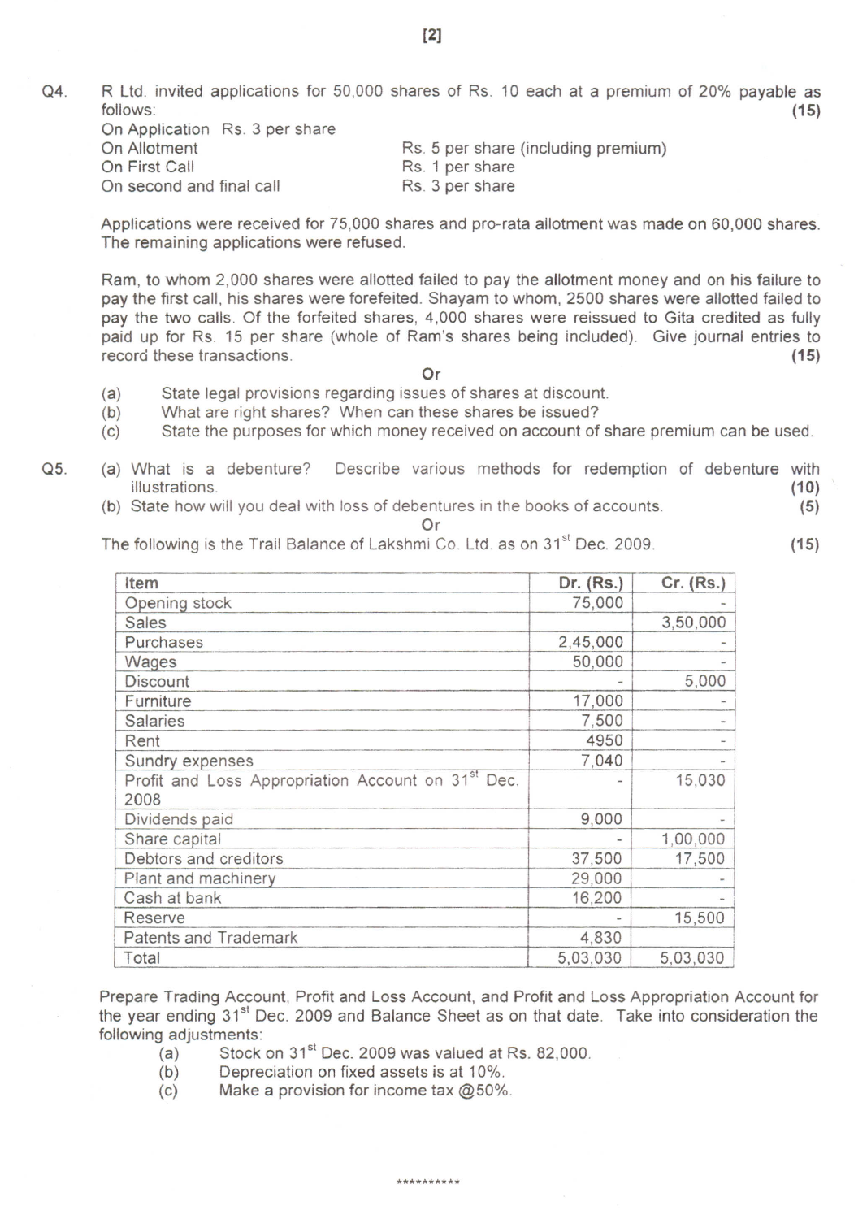Q4. R Ltd. invited applications for 50,000 shares of Rs. 10 each at a premium of 20% payable as follows: **(15)**

On Application Rs. 3 per share
On Allotment Rs. 5 per share (including premium)
On First Call Rs. 1 per share
On second and final call Rs. 3 per share

Applications were received for 75,000 shares and pro-rata allotment was made on 60,000 shares. The remaining applications were refused.

Ram, to whom 2,000 shares were allotted failed to pay the allotment money and on his failure to pay the first call, his shares were forefeited. Shayam to whom, 2500 shares were allotted failed to pay the two calls. Of the forfeited shares, 4,000 shares were reissued to Gita credited as fully paid up for Rs. 15 per share (whole of Ram's shares being included). Give journal entries to record these transactions. **(15)**

Or

(a) State legal provisions regarding issues of shares at discount.
(b) What are right shares? When can these shares be issued?
(c) State the purposes for which money received on account of share premium can be used.

Q5. (a) What is a debenture? Describe various methods for redemption of debenture with illustrations. **(10)**
(b) State how will you deal with loss of debentures in the books of accounts. **(5)**

Or

The following is the Trail Balance of Lakshmi Co. Ltd. as on 31st Dec. 2009. **(15)**

| Item | Dr. (Rs.) | Cr. (Rs.) |
|---|---|---|
| Opening stock | 75,000 | - |
| Sales | | 3,50,000 |
| Purchases | 2,45,000 | - |
| Wages | 50,000 | - |
| Discount | - | 5,000 |
| Furniture | 17,000 | - |
| Salaries | 7,500 | - |
| Rent | 4950 | - |
| Sundry expenses | 7,040 | - |
| Profit and Loss Appropriation Account on 31st Dec. 2008 | - | 15,030 |
| Dividends paid | 9,000 | - |
| Share capital | - | 1,00,000 |
| Debtors and creditors | 37,500 | 17,500 |
| Plant and machinery | 29,000 | - |
| Cash at bank | 16,200 | - |
| Reserve | - | 15,500 |
| Patents and Trademark | 4,830 | |
| Total | 5,03,030 | 5,03,030 |

Prepare Trading Account, Profit and Loss Account, and Profit and Loss Appropriation Account for the year ending 31st Dec. 2009 and Balance Sheet as on that date. Take into consideration the following adjustments:

(a) Stock on 31st Dec. 2009 was valued at Rs. 82,000.
(b) Depreciation on fixed assets is at 10%.
(c) Make a provision for income tax @50%.

**********